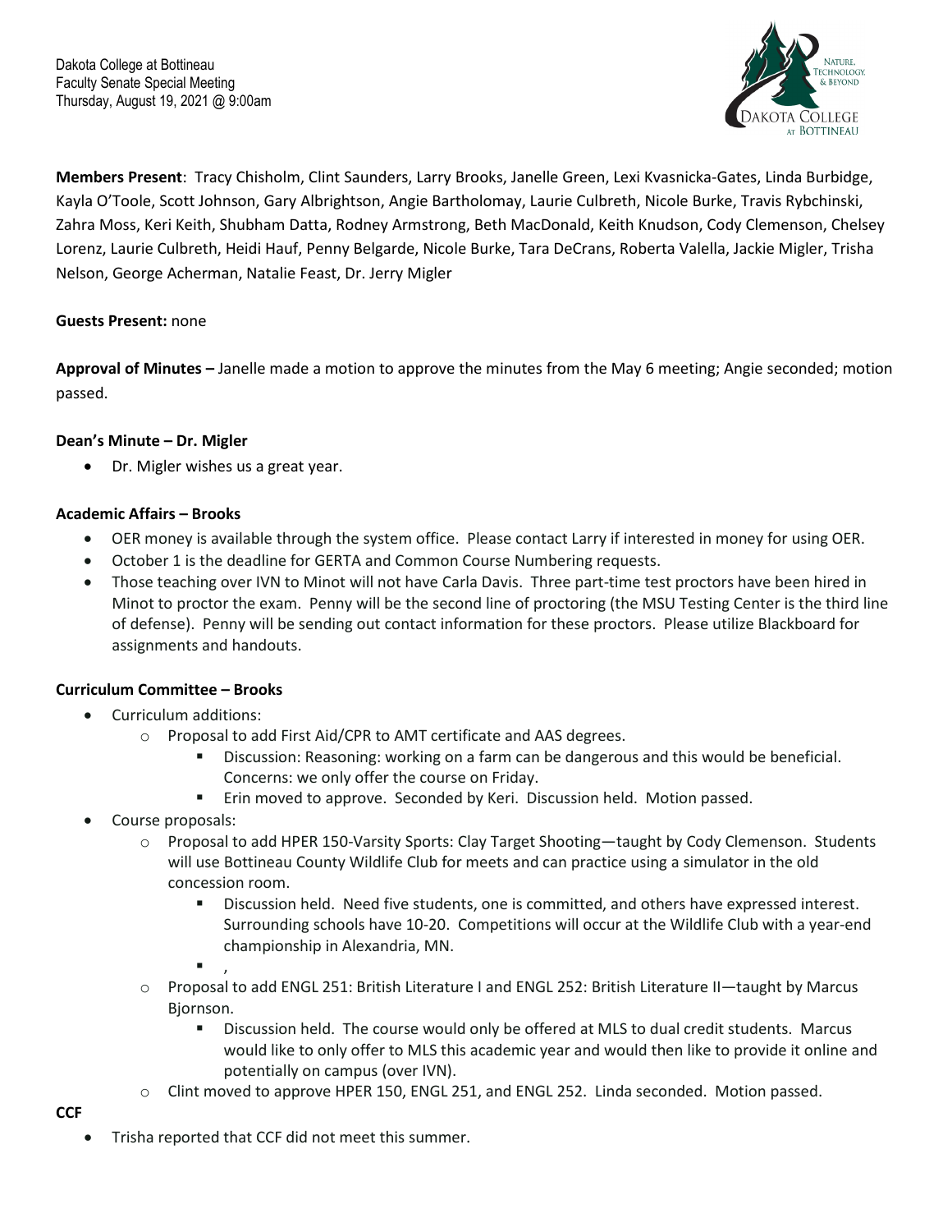Dakota College at Bottineau
Faculty Senate Special Meeting
Thursday, August 19, 2021 @ 9:00am

**Members Present**: Tracy Chisholm, Clint Saunders, Larry Brooks, Janelle Green, Lexi Kvasnicka-Gates, Linda Burbidge, Kayla O'Toole, Scott Johnson, Gary Albrightson, Angie Bartholomay, Laurie Culbreth, Nicole Burke, Travis Rybchinski, Zahra Moss, Keri Keith, Shubham Datta, Rodney Armstrong, Beth MacDonald, Keith Knudson, Cody Clemenson, Chelsey Lorenz, Laurie Culbreth, Heidi Hauf, Penny Belgarde, Nicole Burke, Tara DeCrans, Roberta Valella, Jackie Migler, Trisha Nelson, George Acherman, Natalie Feast, Dr. Jerry Migler

**Guests Present:** none

**Approval of Minutes –** Janelle made a motion to approve the minutes from the May 6 meeting; Angie seconded; motion passed.

**Dean's Minute – Dr. Migler**

- Dr. Migler wishes us a great year.

**Academic Affairs – Brooks**

- OER money is available through the system office. Please contact Larry if interested in money for using OER.
- October 1 is the deadline for GERTA and Common Course Numbering requests.
- Those teaching over IVN to Minot will not have Carla Davis. Three part-time test proctors have been hired in Minot to proctor the exam. Penny will be the second line of proctoring (the MSU Testing Center is the third line of defense). Penny will be sending out contact information for these proctors. Please utilize Blackboard for assignments and handouts.

**Curriculum Committee – Brooks**

- Curriculum additions:
  - Proposal to add First Aid/CPR to AMT certificate and AAS degrees.
    - Discussion: Reasoning: working on a farm can be dangerous and this would be beneficial. Concerns: we only offer the course on Friday.
    - Erin moved to approve. Seconded by Keri. Discussion held. Motion passed.
- Course proposals:
  - Proposal to add HPER 150-Varsity Sports: Clay Target Shooting—taught by Cody Clemenson. Students will use Bottineau County Wildlife Club for meets and can practice using a simulator in the old concession room.
    - Discussion held. Need five students, one is committed, and others have expressed interest. Surrounding schools have 10-20. Competitions will occur at the Wildlife Club with a year-end championship in Alexandria, MN.
    - ,
  - Proposal to add ENGL 251: British Literature I and ENGL 252: British Literature II—taught by Marcus Bjornson.
    - Discussion held. The course would only be offered at MLS to dual credit students. Marcus would like to only offer to MLS this academic year and would then like to provide it online and potentially on campus (over IVN).
  - Clint moved to approve HPER 150, ENGL 251, and ENGL 252. Linda seconded. Motion passed.

**CCF**

- Trisha reported that CCF did not meet this summer.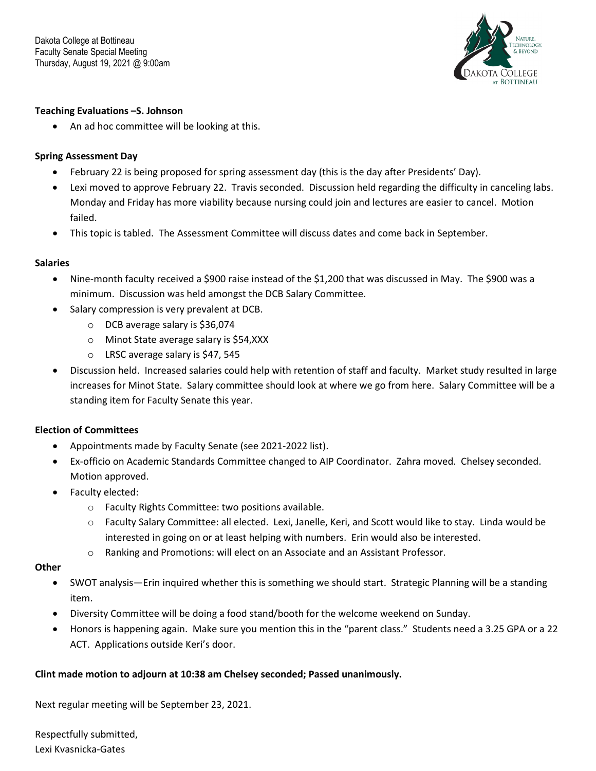Dakota College at Bottineau
Faculty Senate Special Meeting
Thursday, August 19, 2021 @ 9:00am

**Teaching Evaluations –S. Johnson**

- An ad hoc committee will be looking at this.

**Spring Assessment Day**

- February 22 is being proposed for spring assessment day (this is the day after Presidents' Day).
- Lexi moved to approve February 22. Travis seconded. Discussion held regarding the difficulty in canceling labs. Monday and Friday has more viability because nursing could join and lectures are easier to cancel. Motion failed.
- This topic is tabled. The Assessment Committee will discuss dates and come back in September.

**Salaries**

- Nine-month faculty received a $900 raise instead of the $1,200 that was discussed in May. The $900 was a minimum. Discussion was held amongst the DCB Salary Committee.
- Salary compression is very prevalent at DCB.
  - DCB average salary is $36,074
  - Minot State average salary is $54,XXX
  - LRSC average salary is $47, 545
- Discussion held. Increased salaries could help with retention of staff and faculty. Market study resulted in large increases for Minot State. Salary committee should look at where we go from here. Salary Committee will be a standing item for Faculty Senate this year.

**Election of Committees**

- Appointments made by Faculty Senate (see 2021-2022 list).
- Ex-officio on Academic Standards Committee changed to AIP Coordinator. Zahra moved. Chelsey seconded. Motion approved.
- Faculty elected:
  - Faculty Rights Committee: two positions available.
  - Faculty Salary Committee: all elected. Lexi, Janelle, Keri, and Scott would like to stay. Linda would be interested in going on or at least helping with numbers. Erin would also be interested.
  - Ranking and Promotions: will elect on an Associate and an Assistant Professor.

**Other**

- SWOT analysis—Erin inquired whether this is something we should start. Strategic Planning will be a standing item.
- Diversity Committee will be doing a food stand/booth for the welcome weekend on Sunday.
- Honors is happening again. Make sure you mention this in the "parent class." Students need a 3.25 GPA or a 22 ACT. Applications outside Keri's door.

**Clint made motion to adjourn at 10:38 am Chelsey seconded; Passed unanimously.**

Next regular meeting will be September 23, 2021.

Respectfully submitted,
Lexi Kvasnicka-Gates